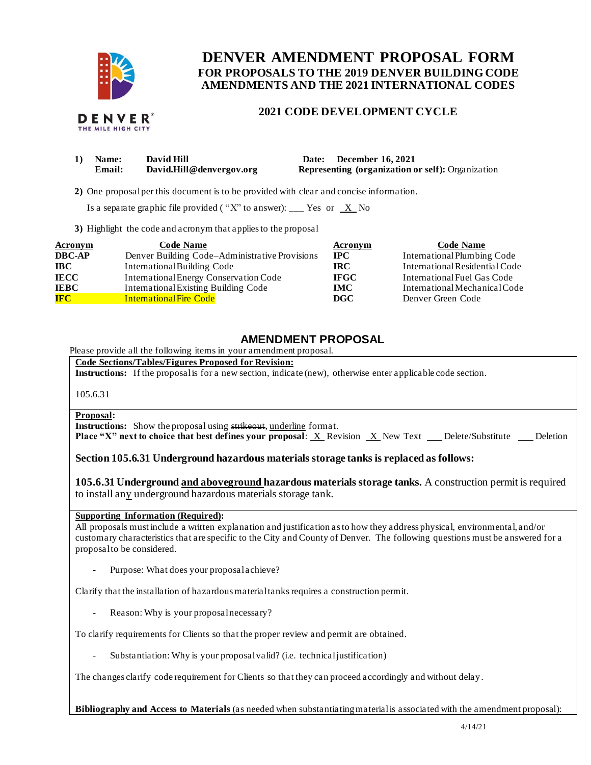# DENVER AMENDMENT PROPOSAL FORM

## FOR PROPOSALS TO THE 2019 DENVER BUILDING CODE AMENDMENTS AND THE 2021 INTERNATIONAL CODES

### 2021 CODE DEVELOPMENT CYCLE

**1) Name:** David Hill **Date:** December 16, 2021
**Email:** David.Hill@denvergov.org **Representing (organization or self):** Organization

**2)** One proposal per this document is to be provided with clear and concise information.

Is a separate graphic file provided ("X" to answer): ___ Yes or _X_ No

**3)** Highlight the code and acronym that applies to the proposal

| Acronym | Code Name | Acronym | Code Name |
|---|---|---|---|
| **DBC-AP** | Denver Building Code–Administrative Provisions | **IPC** | International Plumbing Code |
| **IBC** | International Building Code | **IRC** | International Residential Code |
| **IECC** | International Energy Conservation Code | **IFGC** | International Fuel Gas Code |
| **IEBC** | International Existing Building Code | **IMC** | International Mechanical Code |
| **IFC** | International Fire Code | **DGC** | Denver Green Code |

## AMENDMENT PROPOSAL

Please provide all the following items in your amendment proposal.

**Code Sections/Tables/Figures Proposed for Revision:**
**Instructions:** If the proposal is for a new section, indicate (new), otherwise enter applicable code section.

105.6.31

**Proposal:**
**Instructions:** Show the proposal using ~~strikeout~~, <u>underline</u> format.
**Place "X" next to choice that best defines your proposal:** _X_ Revision _X_ New Text ___ Delete/Substitute ___ Deletion

**Section 105.6.31 Underground hazardous materials storage tanks is replaced as follows:**

**105.6.31 Underground <u>and aboveground</u> hazardous materials storage tanks.** A construction permit is required to install an<u>y</u> ~~underground~~ hazardous materials storage tank.

**Supporting Information (Required):**
All proposals must include a written explanation and justification as to how they address physical, environmental, and/or customary characteristics that are specific to the City and County of Denver. The following questions must be answered for a proposal to be considered.

- Purpose: What does your proposal achieve?

Clarify that the installation of hazardous material tanks requires a construction permit.

- Reason: Why is your proposal necessary?

To clarify requirements for Clients so that the proper review and permit are obtained.

- Substantiation: Why is your proposal valid? (i.e. technical justification)

The changes clarify code requirement for Clients so that they can proceed accordingly and without delay.

**Bibliography and Access to Materials** (as needed when substantiating material is associated with the amendment proposal):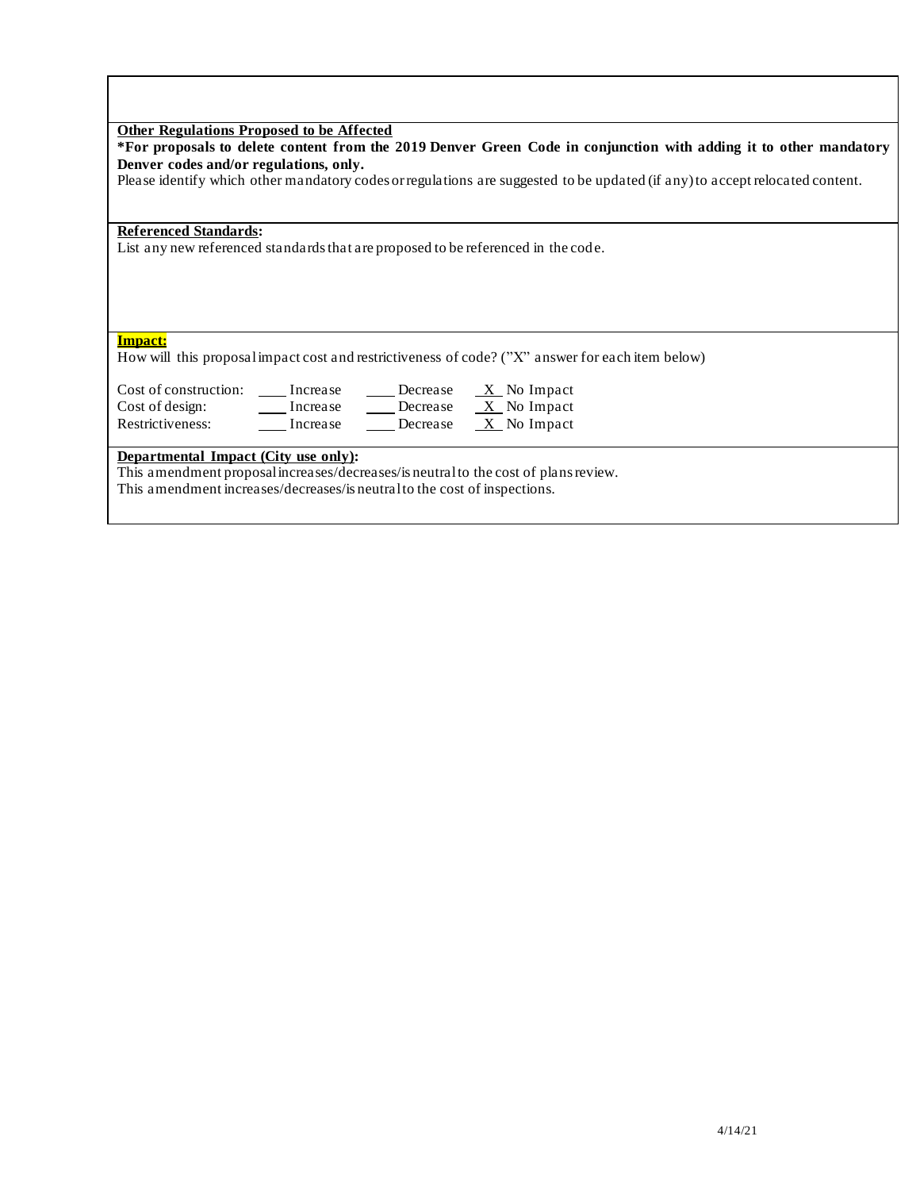**Other Regulations Proposed to be Affected**

***For proposals to delete content from the 2019 Denver Green Code in conjunction with adding it to other mandatory Denver codes and/or regulations, only.**

Please identify which other mandatory codes or regulations are suggested to be updated (if any) to accept relocated content.

**Referenced Standards:**

List any new referenced standards that are proposed to be referenced in the code.

**Impact:**

How will this proposal impact cost and restrictiveness of code? ("X" answer for each item below)

| | | | |
|---|---|---|---|
| Cost of construction: | ____ Increase | ____ Decrease | _X_ No Impact |
| Cost of design: | ____ Increase | ____ Decrease | _X_ No Impact |
| Restrictiveness: | ____ Increase | ____ Decrease | _X_ No Impact |

**Departmental Impact (City use only):**

This amendment proposal increases/decreases/is neutral to the cost of plans review.

This amendment increases/decreases/is neutral to the cost of inspections.

4/14/21